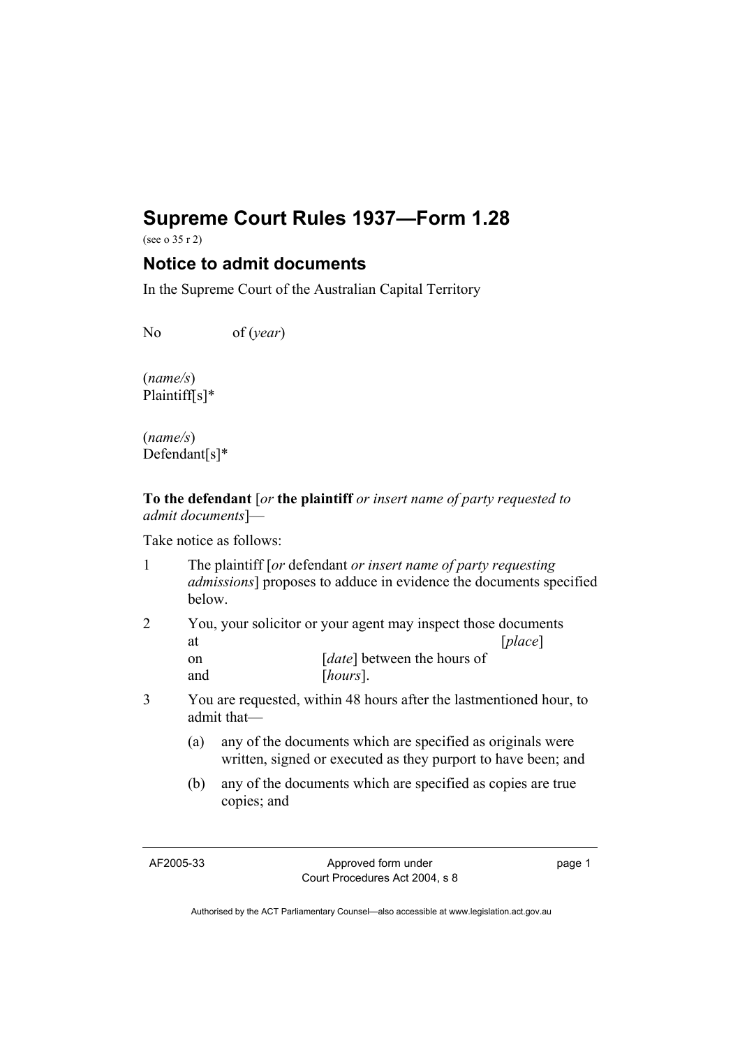# Supreme Court Rules 1937—Form 1.28

(see o 35 r 2)

## Notice to admit documents

In the Supreme Court of the Australian Capital Territory

No of (*year*)

(*name/s*)
Plaintiff[s]*

(*name/s*)
Defendant[s]*

**To the defendant** [*or* **the plaintiff** *or insert name of party requested to admit documents*]—

Take notice as follows:

1 The plaintiff [*or* defendant *or insert name of party requesting admissions*] proposes to adduce in evidence the documents specified below.

2 You, your solicitor or your agent may inspect those documents at [*place*] on [*date*] between the hours of and [*hours*].

3 You are requested, within 48 hours after the lastmentioned hour, to admit that—

   (a) any of the documents which are specified as originals were written, signed or executed as they purport to have been; and

   (b) any of the documents which are specified as copies are true copies; and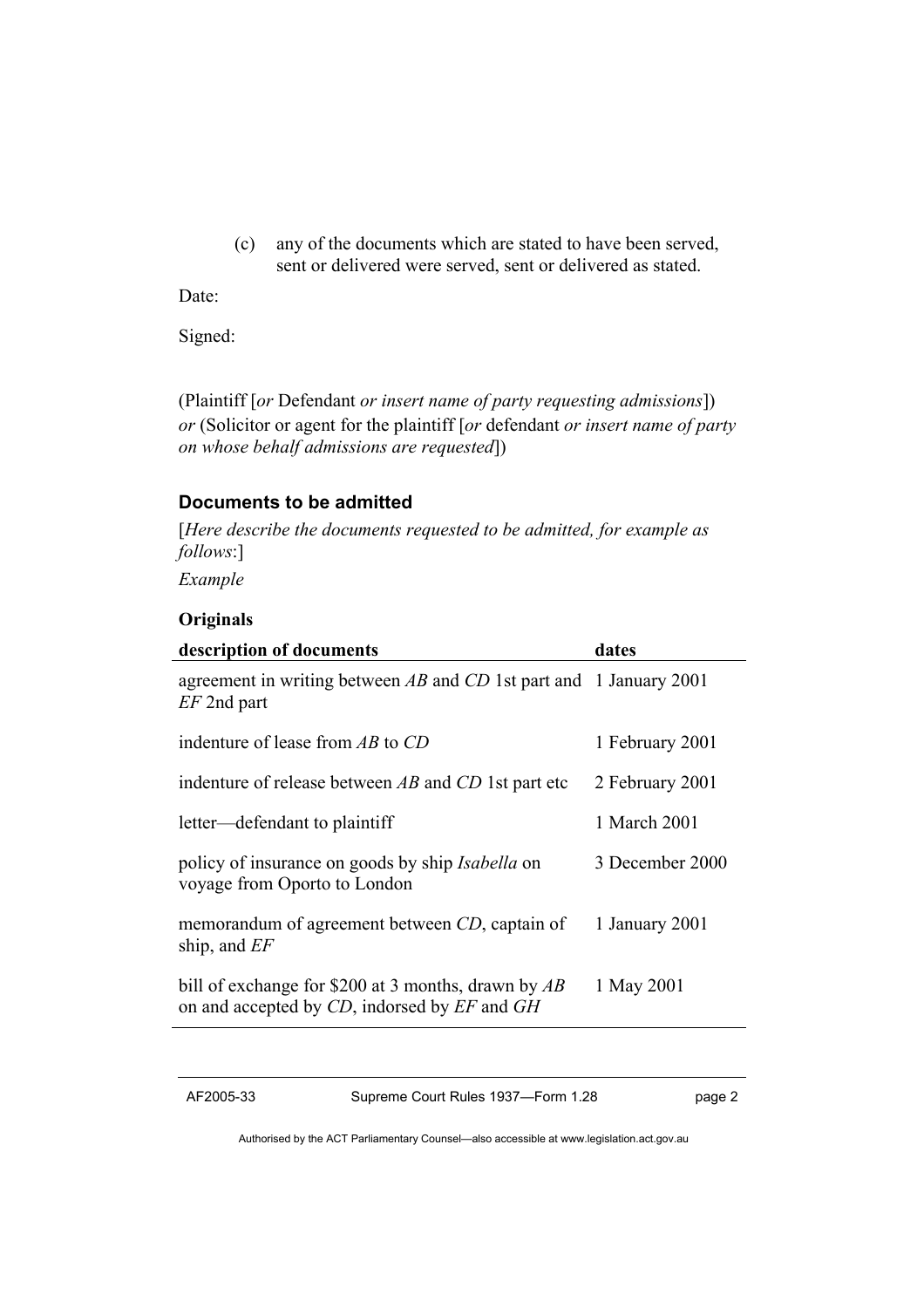(c) any of the documents which are stated to have been served, sent or delivered were served, sent or delivered as stated.

Date:

Signed:

(Plaintiff [*or* Defendant *or insert name of party requesting admissions*]) *or* (Solicitor or agent for the plaintiff [*or* defendant *or insert name of party on whose behalf admissions are requested*])

## Documents to be admitted

[*Here describe the documents requested to be admitted, for example as follows*:]

*Example*

**Originals**

| description of documents | dates |
|---|---|
| agreement in writing between *AB* and *CD* 1st part and *EF* 2nd part | 1 January 2001 |
| indenture of lease from *AB* to *CD* | 1 February 2001 |
| indenture of release between *AB* and *CD* 1st part etc | 2 February 2001 |
| letter—defendant to plaintiff | 1 March 2001 |
| policy of insurance on goods by ship *Isabella* on voyage from Oporto to London | 3 December 2000 |
| memorandum of agreement between *CD*, captain of ship, and *EF* | 1 January 2001 |
| bill of exchange for $200 at 3 months, drawn by *AB* on and accepted by *CD*, indorsed by *EF* and *GH* | 1 May 2001 |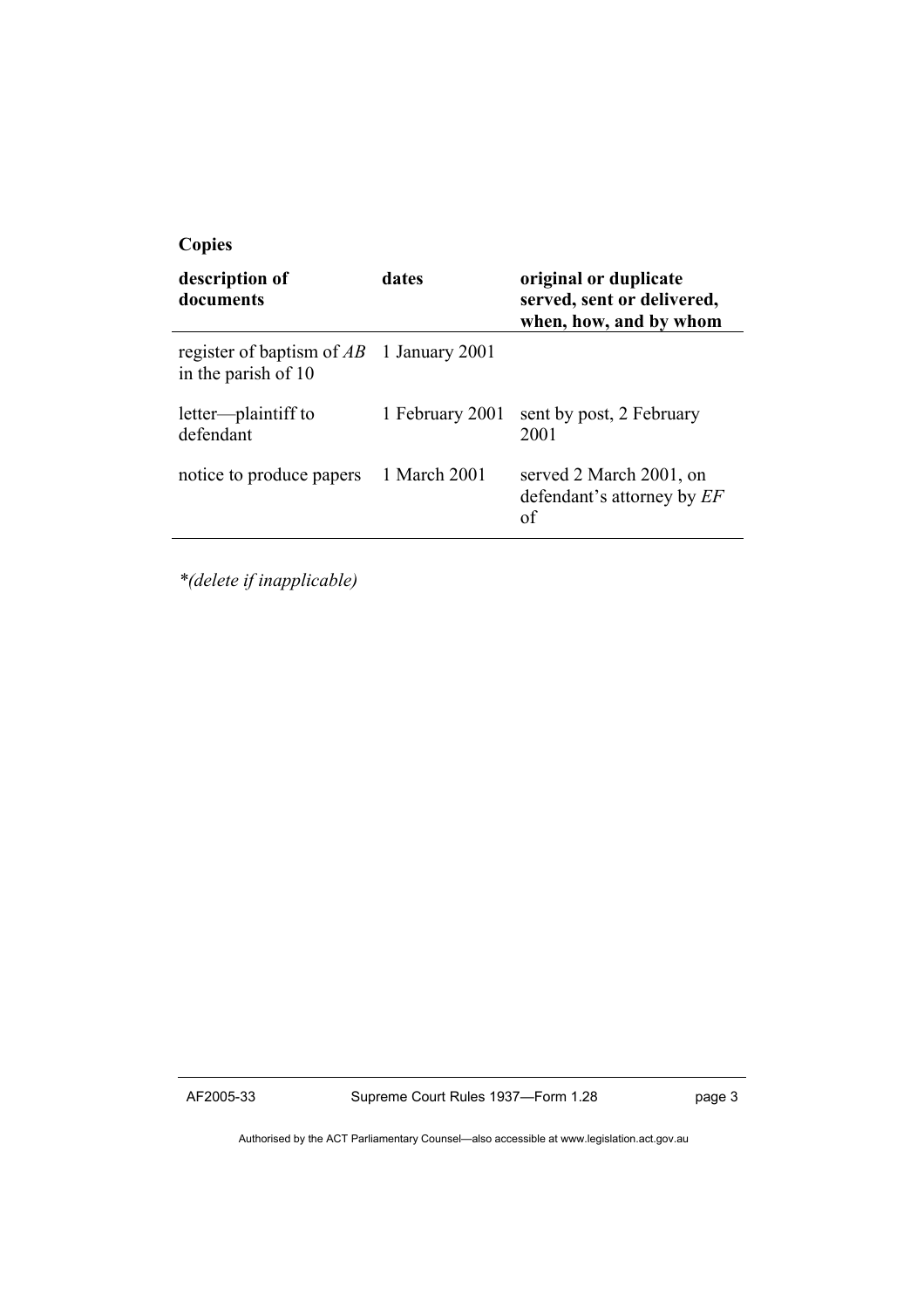**Copies**

| description of documents | dates | original or duplicate served, sent or delivered, when, how, and by whom |
|---|---|---|
| register of baptism of *AB* in the parish of 10 | 1 January 2001 | |
| letter—plaintiff to defendant | 1 February 2001 | sent by post, 2 February 2001 |
| notice to produce papers | 1 March 2001 | served 2 March 2001, on defendant's attorney by *EF* of |

*\*(delete if inapplicable)*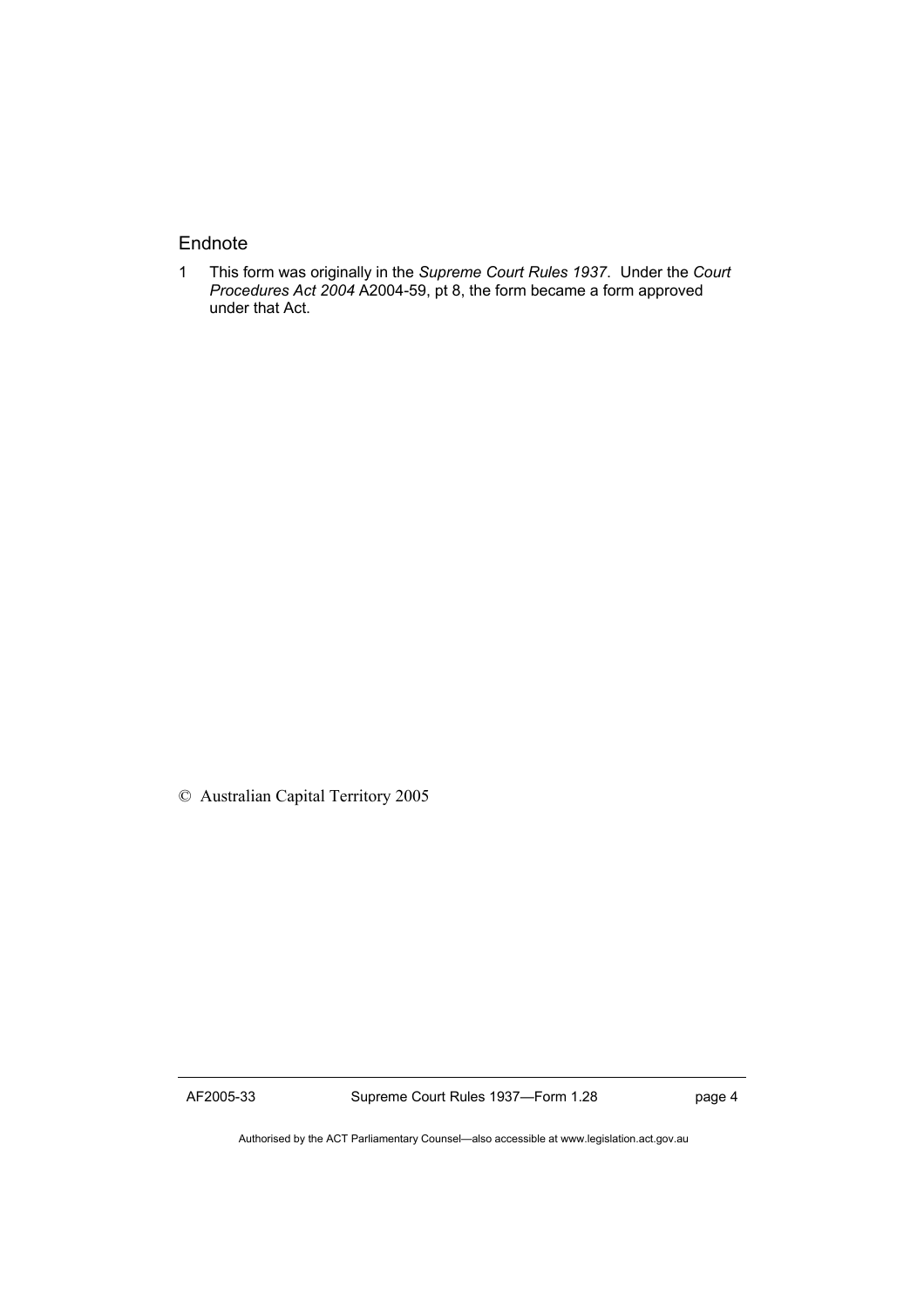## Endnote

1 This form was originally in the *Supreme Court Rules 1937*. Under the *Court Procedures Act 2004* A2004-59, pt 8, the form became a form approved under that Act.

© Australian Capital Territory 2005